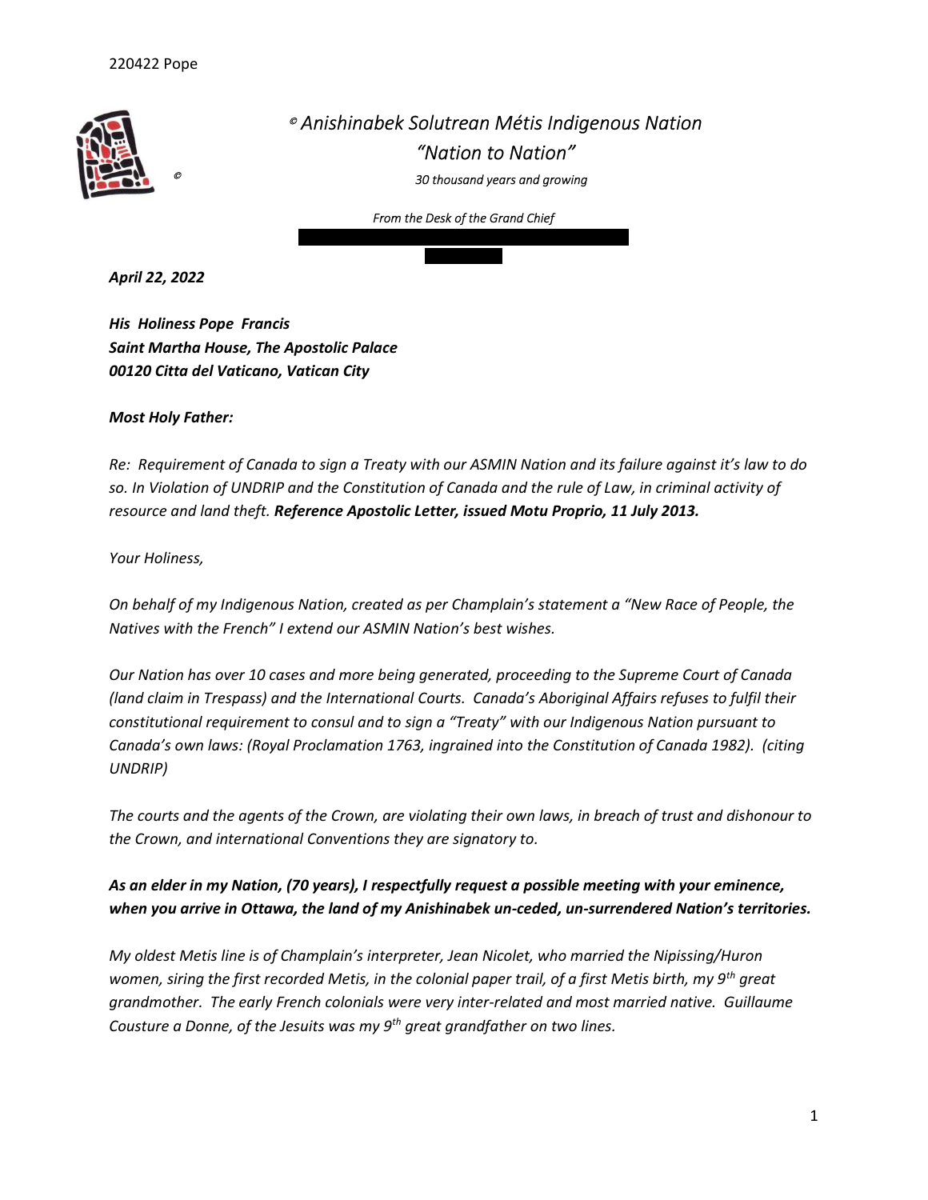© *Anishinabek Solutrean Métis Indigenous Nation*

*"Nation to Nation"*

*30 thousand years and growing*

*From the Desk of the Grand Chief*

***April 22, 2022***

***His Holiness Pope Francis***
***Saint Martha House, The Apostolic Palace***
***00120 Citta del Vaticano, Vatican City***

***Most Holy Father:***

*Re: Requirement of Canada to sign a Treaty with our ASMIN Nation and its failure against it's law to do so. In Violation of UNDRIP and the Constitution of Canada and the rule of Law, in criminal activity of resource and land theft.* ***Reference Apostolic Letter, issued Motu Proprio, 11 July 2013.***

*Your Holiness,*

*On behalf of my Indigenous Nation, created as per Champlain's statement a "New Race of People, the Natives with the French" I extend our ASMIN Nation's best wishes.*

*Our Nation has over 10 cases and more being generated, proceeding to the Supreme Court of Canada (land claim in Trespass) and the International Courts. Canada's Aboriginal Affairs refuses to fulfil their constitutional requirement to consul and to sign a "Treaty" with our Indigenous Nation pursuant to Canada's own laws: (Royal Proclamation 1763, ingrained into the Constitution of Canada 1982). (citing UNDRIP)*

*The courts and the agents of the Crown, are violating their own laws, in breach of trust and dishonour to the Crown, and international Conventions they are signatory to.*

***As an elder in my Nation, (70 years), I respectfully request a possible meeting with your eminence, when you arrive in Ottawa, the land of my Anishinabek un-ceded, un-surrendered Nation's territories.***

*My oldest Metis line is of Champlain's interpreter, Jean Nicolet, who married the Nipissing/Huron women, siring the first recorded Metis, in the colonial paper trail, of a first Metis birth, my 9th great grandmother. The early French colonials were very inter-related and most married native. Guillaume Cousture a Donne, of the Jesuits was my 9th great grandfather on two lines.*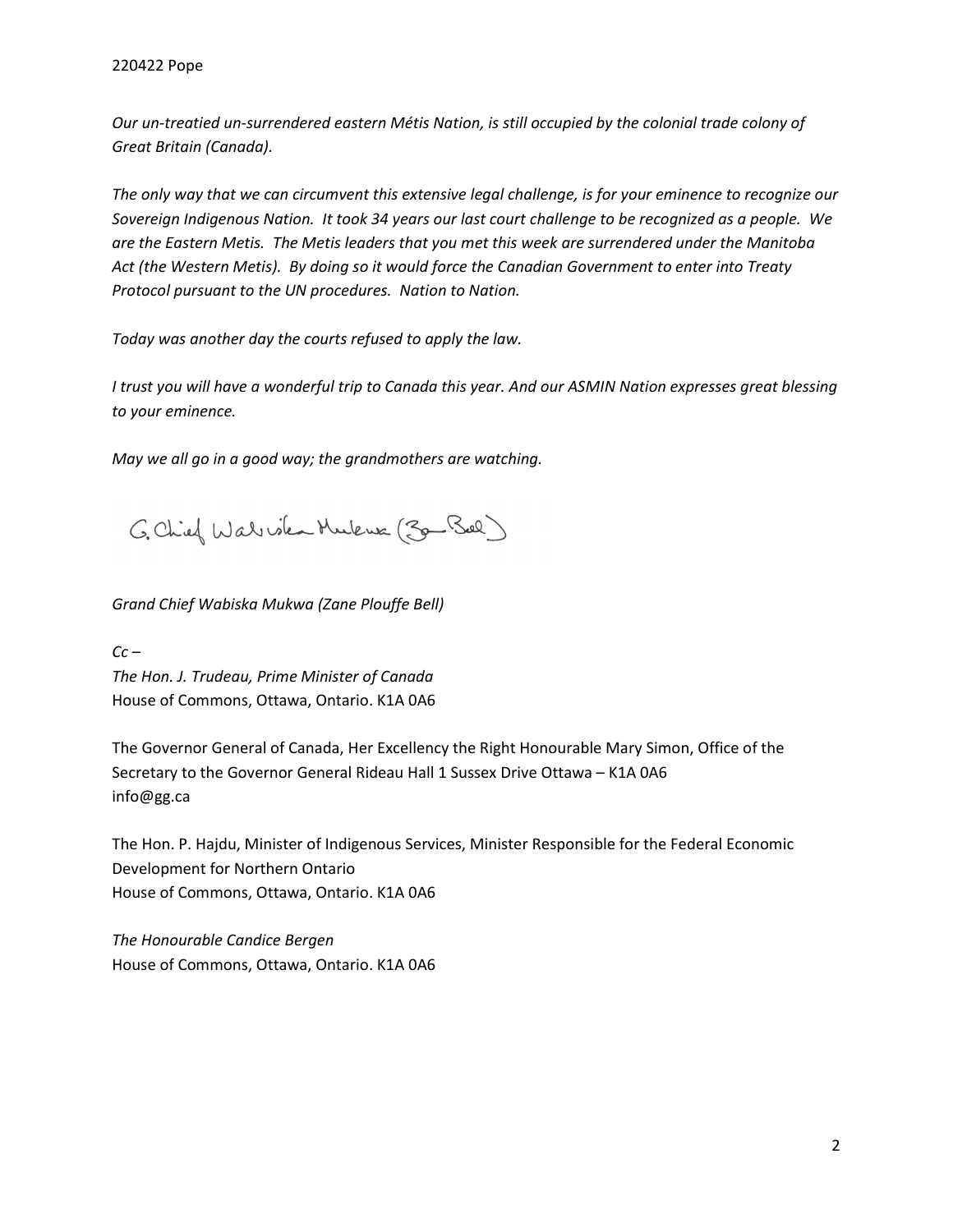*Our un-treatied un-surrendered eastern Métis Nation, is still occupied by the colonial trade colony of Great Britain (Canada).*

*The only way that we can circumvent this extensive legal challenge, is for your eminence to recognize our Sovereign Indigenous Nation. It took 34 years our last court challenge to be recognized as a people. We are the Eastern Metis. The Metis leaders that you met this week are surrendered under the Manitoba Act (the Western Metis). By doing so it would force the Canadian Government to enter into Treaty Protocol pursuant to the UN procedures. Nation to Nation.*

*Today was another day the courts refused to apply the law.*

*I trust you will have a wonderful trip to Canada this year. And our ASMIN Nation expresses great blessing to your eminence.*

*May we all go in a good way; the grandmothers are watching.*

G. Chief Wabiska Mukwa (Zane Bell)

*Grand Chief Wabiska Mukwa (Zane Plouffe Bell)*

*Cc –*

*The Hon. J. Trudeau, Prime Minister of Canada*
House of Commons, Ottawa, Ontario. K1A 0A6

The Governor General of Canada, Her Excellency the Right Honourable Mary Simon, Office of the Secretary to the Governor General Rideau Hall 1 Sussex Drive Ottawa – K1A 0A6
info@gg.ca

The Hon. P. Hajdu, Minister of Indigenous Services, Minister Responsible for the Federal Economic Development for Northern Ontario
House of Commons, Ottawa, Ontario. K1A 0A6

*The Honourable Candice Bergen*
House of Commons, Ottawa, Ontario. K1A 0A6